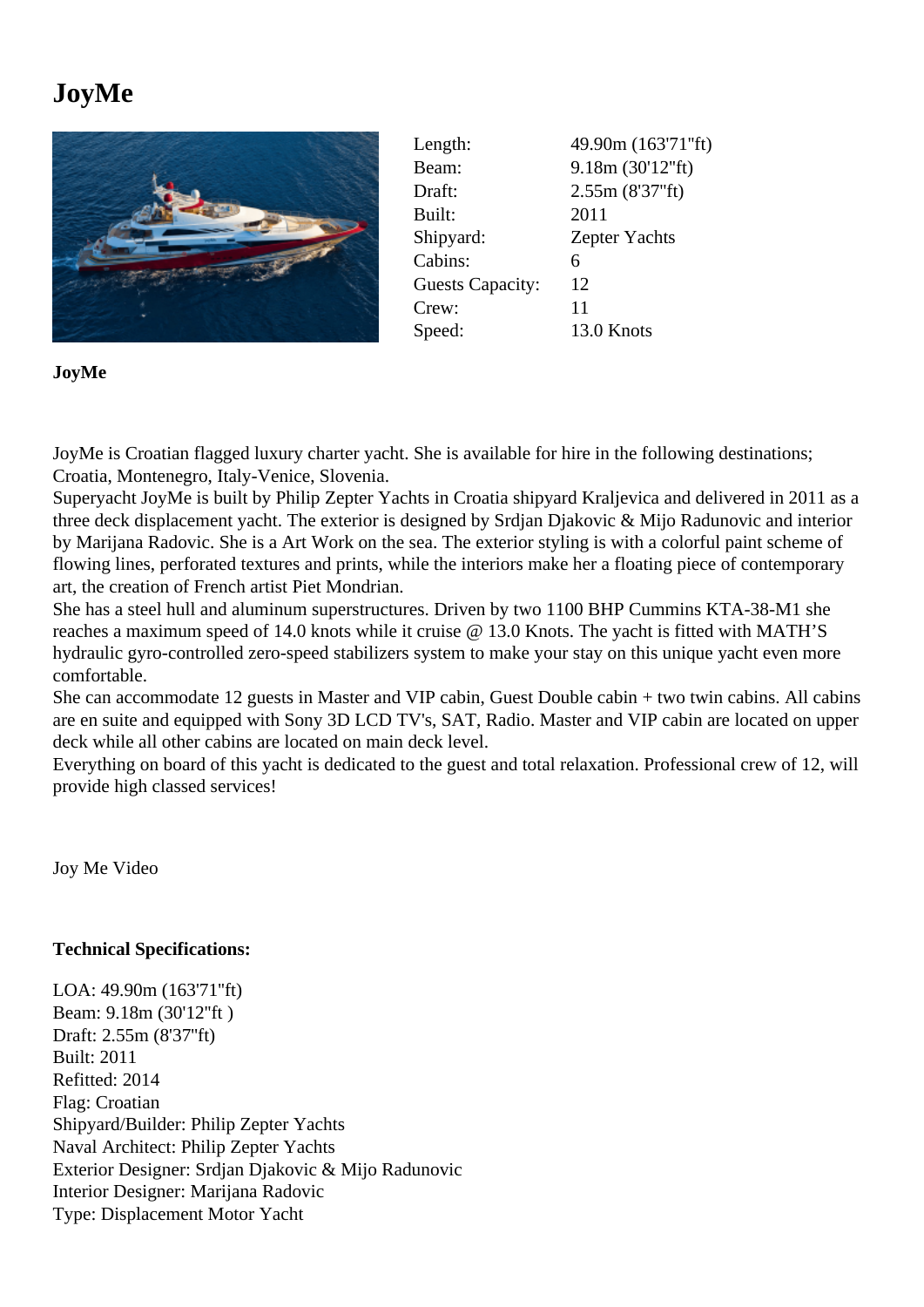# JoyMe

| | |
|---|---|
| Length: | 49.90m (163'71"ft) |
| Beam: | 9.18m (30'12"ft) |
| Draft: | 2.55m (8'37"ft) |
| Built: | 2011 |
| Shipyard: | Zepter Yachts |
| Cabins: | 6 |
| Guests Capacity: | 12 |
| Crew: | 11 |
| Speed: | 13.0 Knots |

**JoyMe**

JoyMe is Croatian flagged luxury charter yacht. She is available for hire in the following destinations; Croatia, Montenegro, Italy-Venice, Slovenia.
Superyacht JoyMe is built by Philip Zepter Yachts in Croatia shipyard Kraljevica and delivered in 2011 as a three deck displacement yacht. The exterior is designed by Srdjan Djakovic & Mijo Radunovic and interior by Marijana Radovic. She is a Art Work on the sea. The exterior styling is with a colorful paint scheme of flowing lines, perforated textures and prints, while the interiors make her a floating piece of contemporary art, the creation of French artist Piet Mondrian.
She has a steel hull and aluminum superstructures. Driven by two 1100 BHP Cummins KTA-38-M1 she reaches a maximum speed of 14.0 knots while it cruise @ 13.0 Knots. The yacht is fitted with MATH'S hydraulic gyro-controlled zero-speed stabilizers system to make your stay on this unique yacht even more comfortable.
She can accommodate 12 guests in Master and VIP cabin, Guest Double cabin + two twin cabins. All cabins are en suite and equipped with Sony 3D LCD TV's, SAT, Radio. Master and VIP cabin are located on upper deck while all other cabins are located on main deck level.
Everything on board of this yacht is dedicated to the guest and total relaxation. Professional crew of 12, will provide high classed services!

Joy Me Video

**Technical Specifications:**

LOA: 49.90m (163'71"ft)
Beam: 9.18m (30'12"ft )
Draft: 2.55m (8'37"ft)
Built: 2011
Refitted: 2014
Flag: Croatian
Shipyard/Builder: Philip Zepter Yachts
Naval Architect: Philip Zepter Yachts
Exterior Designer: Srdjan Djakovic & Mijo Radunovic
Interior Designer: Marijana Radovic
Type: Displacement Motor Yacht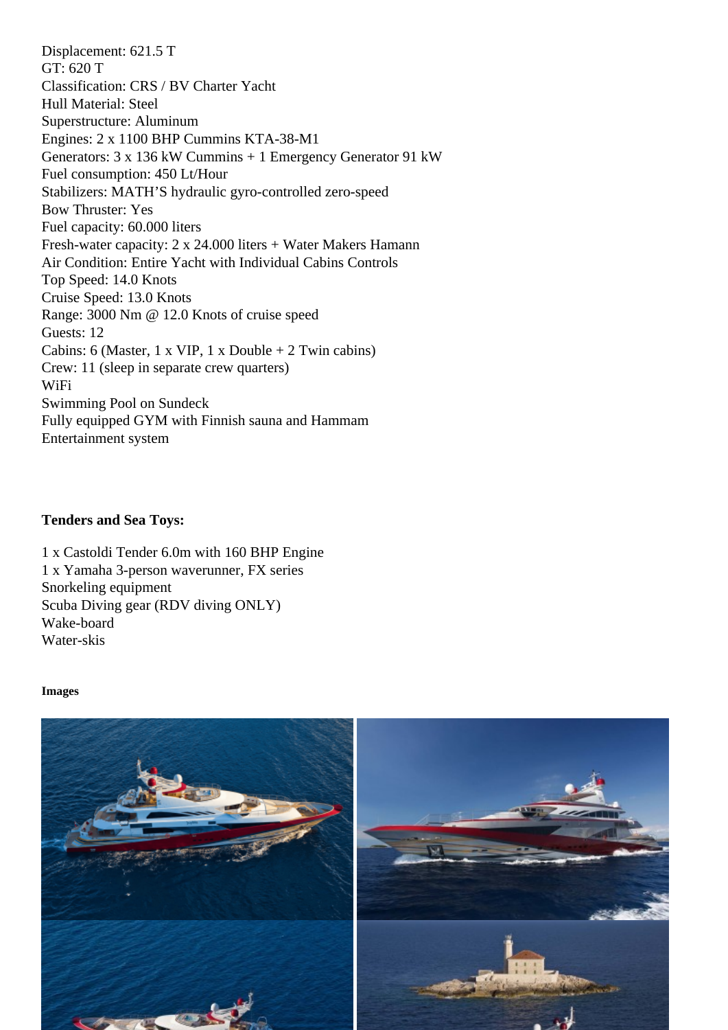Displacement: 621.5 T
GT: 620 T
Classification: CRS / BV Charter Yacht
Hull Material: Steel
Superstructure: Aluminum
Engines: 2 x 1100 BHP Cummins KTA-38-M1
Generators: 3 x 136 kW Cummins + 1 Emergency Generator 91 kW
Fuel consumption: 450 Lt/Hour
Stabilizers: MATH'S hydraulic gyro-controlled zero-speed
Bow Thruster: Yes
Fuel capacity: 60.000 liters
Fresh-water capacity: 2 x 24.000 liters + Water Makers Hamann
Air Condition: Entire Yacht with Individual Cabins Controls
Top Speed: 14.0 Knots
Cruise Speed: 13.0 Knots
Range: 3000 Nm @ 12.0 Knots of cruise speed
Guests: 12
Cabins: 6 (Master, 1 x VIP, 1 x Double + 2 Twin cabins)
Crew: 11 (sleep in separate crew quarters)
WiFi
Swimming Pool on Sundeck
Fully equipped GYM with Finnish sauna and Hammam
Entertainment system

**Tenders and Sea Toys:**

1 x Castoldi Tender 6.0m with 160 BHP Engine
1 x Yamaha 3-person waverunner, FX series
Snorkeling equipment
Scuba Diving gear (RDV diving ONLY)
Wake-board
Water-skis

**Images**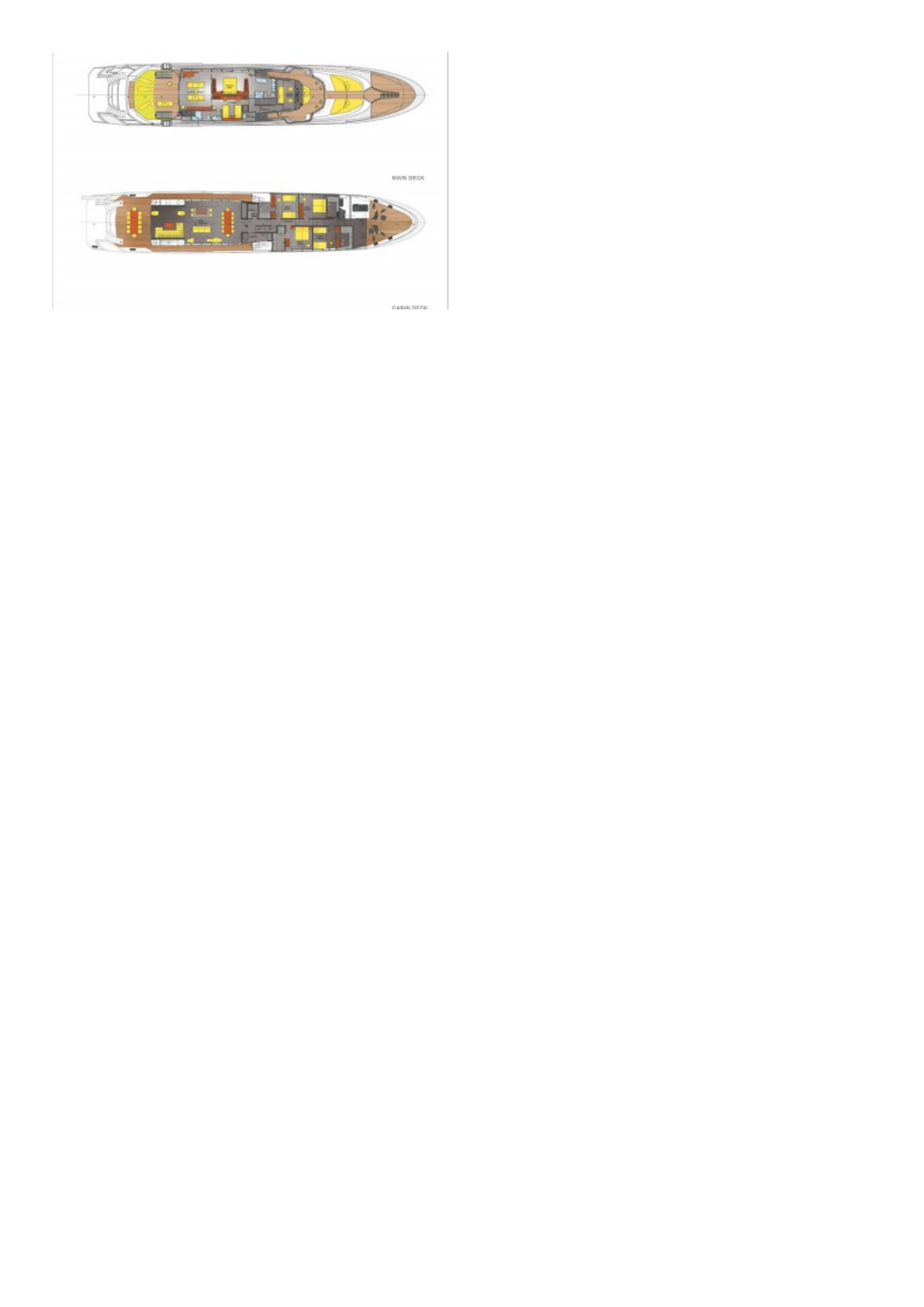MAIN DECK

CABIN DECK